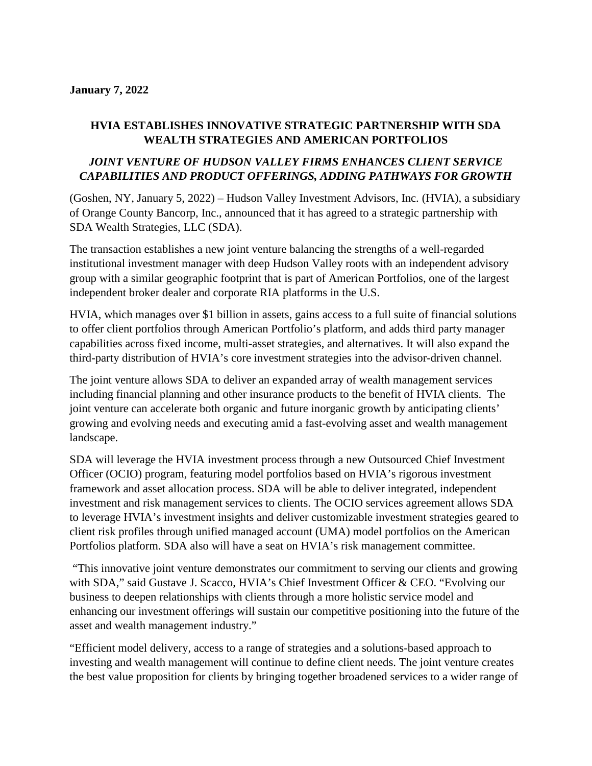**January 7, 2022**

## HVIA ESTABLISHES INNOVATIVE STRATEGIC PARTNERSHIP WITH SDA WEALTH STRATEGIES AND AMERICAN PORTFOLIOS

### *JOINT VENTURE OF HUDSON VALLEY FIRMS ENHANCES CLIENT SERVICE CAPABILITIES AND PRODUCT OFFERINGS, ADDING PATHWAYS FOR GROWTH*

(Goshen, NY, January 5, 2022) – Hudson Valley Investment Advisors, Inc. (HVIA), a subsidiary of Orange County Bancorp, Inc., announced that it has agreed to a strategic partnership with SDA Wealth Strategies, LLC (SDA).

The transaction establishes a new joint venture balancing the strengths of a well-regarded institutional investment manager with deep Hudson Valley roots with an independent advisory group with a similar geographic footprint that is part of American Portfolios, one of the largest independent broker dealer and corporate RIA platforms in the U.S.

HVIA, which manages over $1 billion in assets, gains access to a full suite of financial solutions to offer client portfolios through American Portfolio's platform, and adds third party manager capabilities across fixed income, multi-asset strategies, and alternatives. It will also expand the third-party distribution of HVIA's core investment strategies into the advisor-driven channel.

The joint venture allows SDA to deliver an expanded array of wealth management services including financial planning and other insurance products to the benefit of HVIA clients. The joint venture can accelerate both organic and future inorganic growth by anticipating clients' growing and evolving needs and executing amid a fast-evolving asset and wealth management landscape.

SDA will leverage the HVIA investment process through a new Outsourced Chief Investment Officer (OCIO) program, featuring model portfolios based on HVIA's rigorous investment framework and asset allocation process. SDA will be able to deliver integrated, independent investment and risk management services to clients. The OCIO services agreement allows SDA to leverage HVIA's investment insights and deliver customizable investment strategies geared to client risk profiles through unified managed account (UMA) model portfolios on the American Portfolios platform. SDA also will have a seat on HVIA's risk management committee.

"This innovative joint venture demonstrates our commitment to serving our clients and growing with SDA," said Gustave J. Scacco, HVIA's Chief Investment Officer & CEO. "Evolving our business to deepen relationships with clients through a more holistic service model and enhancing our investment offerings will sustain our competitive positioning into the future of the asset and wealth management industry."

"Efficient model delivery, access to a range of strategies and a solutions-based approach to investing and wealth management will continue to define client needs. The joint venture creates the best value proposition for clients by bringing together broadened services to a wider range of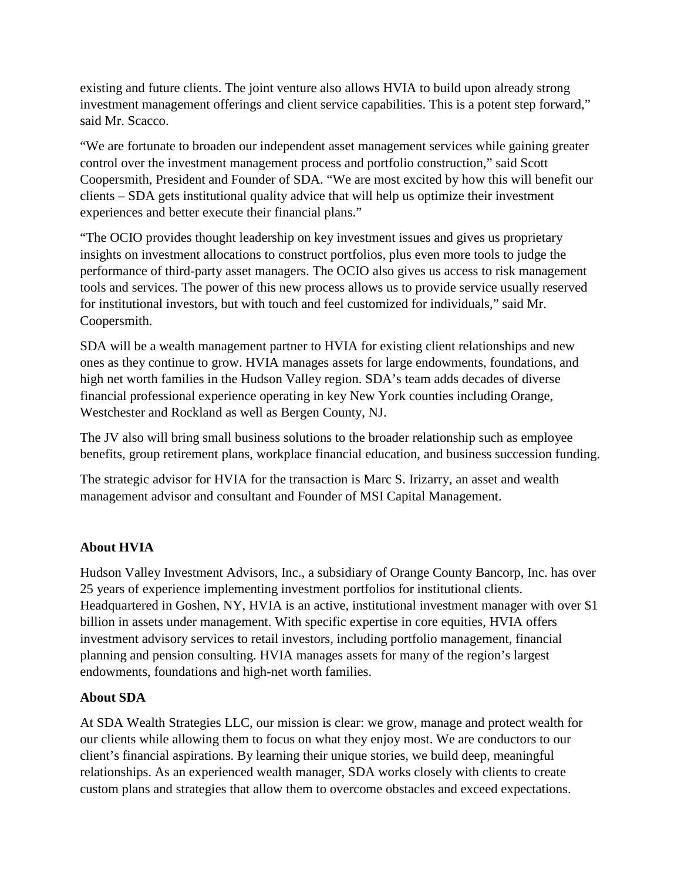existing and future clients. The joint venture also allows HVIA to build upon already strong investment management offerings and client service capabilities. This is a potent step forward," said Mr. Scacco.

"We are fortunate to broaden our independent asset management services while gaining greater control over the investment management process and portfolio construction," said Scott Coopersmith, President and Founder of SDA. "We are most excited by how this will benefit our clients – SDA gets institutional quality advice that will help us optimize their investment experiences and better execute their financial plans."

"The OCIO provides thought leadership on key investment issues and gives us proprietary insights on investment allocations to construct portfolios, plus even more tools to judge the performance of third-party asset managers. The OCIO also gives us access to risk management tools and services. The power of this new process allows us to provide service usually reserved for institutional investors, but with touch and feel customized for individuals," said Mr. Coopersmith.

SDA will be a wealth management partner to HVIA for existing client relationships and new ones as they continue to grow. HVIA manages assets for large endowments, foundations, and high net worth families in the Hudson Valley region. SDA's team adds decades of diverse financial professional experience operating in key New York counties including Orange, Westchester and Rockland as well as Bergen County, NJ.

The JV also will bring small business solutions to the broader relationship such as employee benefits, group retirement plans, workplace financial education, and business succession funding.

The strategic advisor for HVIA for the transaction is Marc S. Irizarry, an asset and wealth management advisor and consultant and Founder of MSI Capital Management.

**About HVIA**

Hudson Valley Investment Advisors, Inc., a subsidiary of Orange County Bancorp, Inc. has over 25 years of experience implementing investment portfolios for institutional clients. Headquartered in Goshen, NY, HVIA is an active, institutional investment manager with over $1 billion in assets under management. With specific expertise in core equities, HVIA offers investment advisory services to retail investors, including portfolio management, financial planning and pension consulting. HVIA manages assets for many of the region's largest endowments, foundations and high-net worth families.

**About SDA**

At SDA Wealth Strategies LLC, our mission is clear: we grow, manage and protect wealth for our clients while allowing them to focus on what they enjoy most. We are conductors to our client's financial aspirations. By learning their unique stories, we build deep, meaningful relationships. As an experienced wealth manager, SDA works closely with clients to create custom plans and strategies that allow them to overcome obstacles and exceed expectations.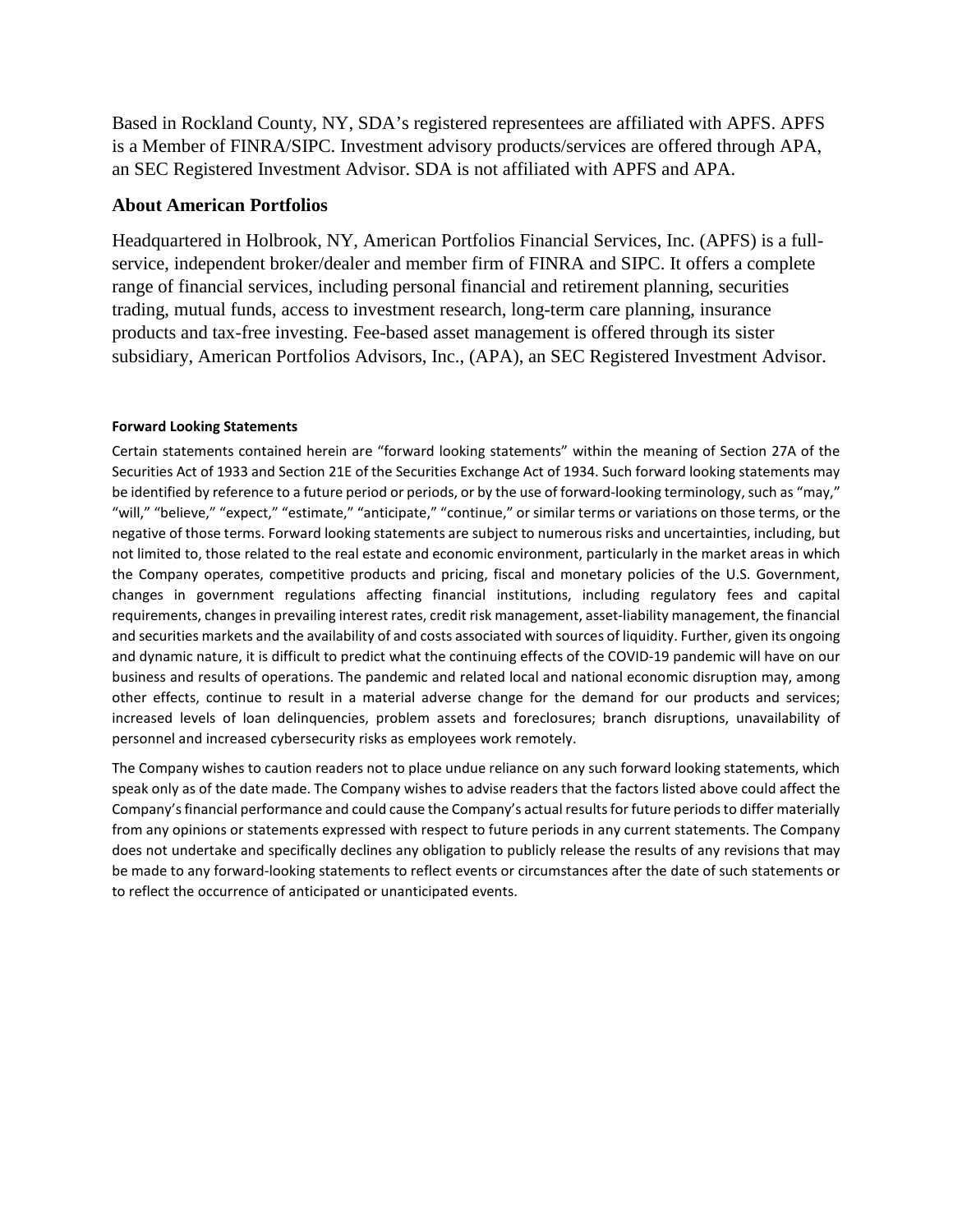Based in Rockland County, NY, SDA’s registered representees are affiliated with APFS. APFS is a Member of FINRA/SIPC. Investment advisory products/services are offered through APA, an SEC Registered Investment Advisor. SDA is not affiliated with APFS and APA.

## About American Portfolios

Headquartered in Holbrook, NY, American Portfolios Financial Services, Inc. (APFS) is a full-service, independent broker/dealer and member firm of FINRA and SIPC. It offers a complete range of financial services, including personal financial and retirement planning, securities trading, mutual funds, access to investment research, long-term care planning, insurance products and tax-free investing. Fee-based asset management is offered through its sister subsidiary, American Portfolios Advisors, Inc., (APA), an SEC Registered Investment Advisor.

**Forward Looking Statements**

Certain statements contained herein are “forward looking statements” within the meaning of Section 27A of the Securities Act of 1933 and Section 21E of the Securities Exchange Act of 1934. Such forward looking statements may be identified by reference to a future period or periods, or by the use of forward-looking terminology, such as “may,” “will,” “believe,” “expect,” “estimate,” “anticipate,” “continue,” or similar terms or variations on those terms, or the negative of those terms. Forward looking statements are subject to numerous risks and uncertainties, including, but not limited to, those related to the real estate and economic environment, particularly in the market areas in which the Company operates, competitive products and pricing, fiscal and monetary policies of the U.S. Government, changes in government regulations affecting financial institutions, including regulatory fees and capital requirements, changes in prevailing interest rates, credit risk management, asset-liability management, the financial and securities markets and the availability of and costs associated with sources of liquidity. Further, given its ongoing and dynamic nature, it is difficult to predict what the continuing effects of the COVID-19 pandemic will have on our business and results of operations. The pandemic and related local and national economic disruption may, among other effects, continue to result in a material adverse change for the demand for our products and services; increased levels of loan delinquencies, problem assets and foreclosures; branch disruptions, unavailability of personnel and increased cybersecurity risks as employees work remotely.

The Company wishes to caution readers not to place undue reliance on any such forward looking statements, which speak only as of the date made. The Company wishes to advise readers that the factors listed above could affect the Company’s financial performance and could cause the Company’s actual results for future periods to differ materially from any opinions or statements expressed with respect to future periods in any current statements. The Company does not undertake and specifically declines any obligation to publicly release the results of any revisions that may be made to any forward-looking statements to reflect events or circumstances after the date of such statements or to reflect the occurrence of anticipated or unanticipated events.